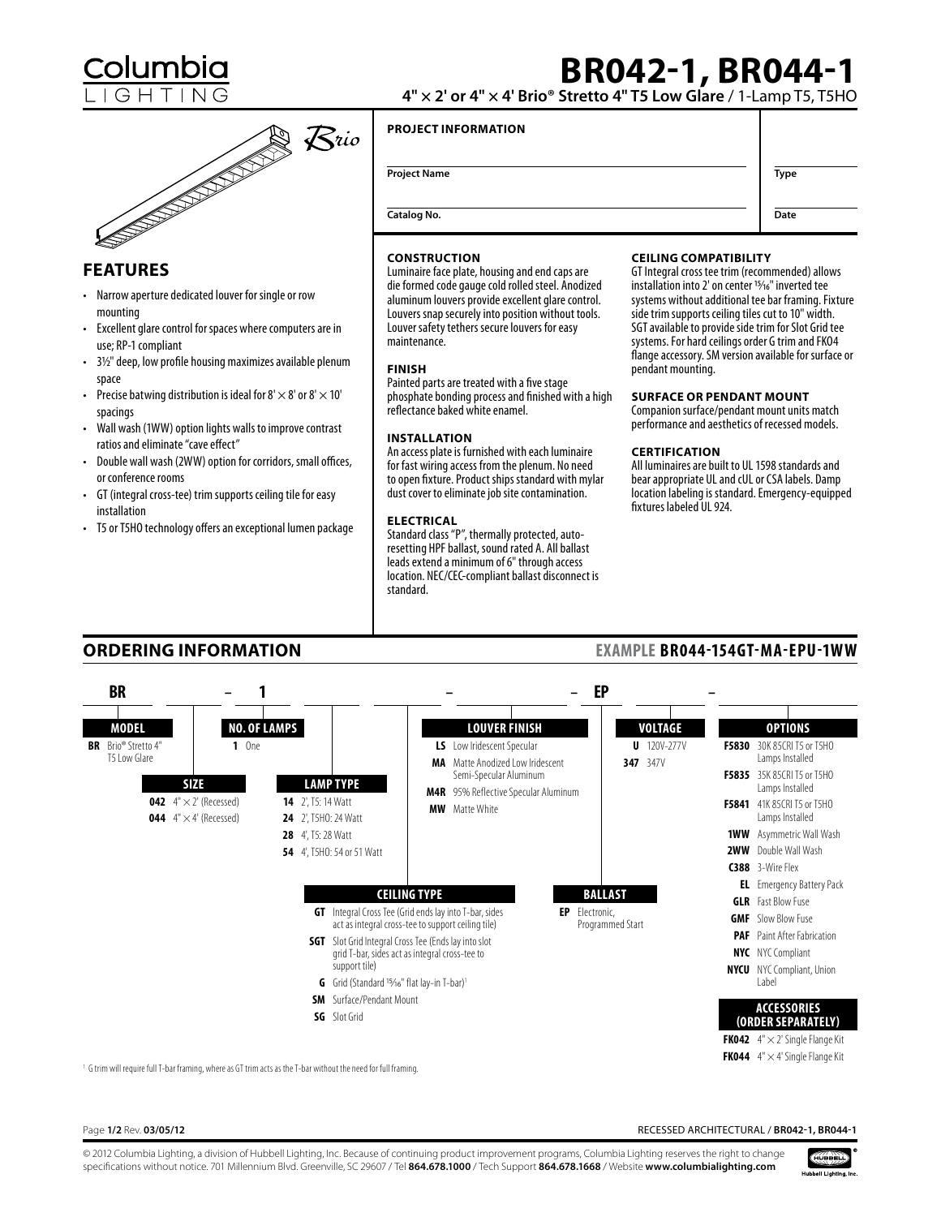# BR042-1, BR044-1

**4" × 2' or 4" × 4' Brio® Stretto 4" T5 Low Glare** / 1-Lamp T5, T5HO

## FEATURES

- Narrow aperture dedicated louver for single or row mounting
- Excellent glare control for spaces where computers are in use; RP-1 compliant
- 3½" deep, low profile housing maximizes available plenum space
- Precise batwing distribution is ideal for 8' × 8' or 8' × 10' spacings
- Wall wash (1WW) option lights walls to improve contrast ratios and eliminate "cave effect"
- Double wall wash (2WW) option for corridors, small offices, or conference rooms
- GT (integral cross-tee) trim supports ceiling tile for easy installation
- T5 or T5HO technology offers an exceptional lumen package

**PROJECT INFORMATION**

| | |
|---|---|
| **Project Name** | **Type** |
| **Catalog No.** | **Date** |

### CONSTRUCTION

Luminaire face plate, housing and end caps are die formed code gauge cold rolled steel. Anodized aluminum louvers provide excellent glare control. Louvers snap securely into position without tools. Louver safety tethers secure louvers for easy maintenance.

### FINISH

Painted parts are treated with a five stage phosphate bonding process and finished with a high reflectance baked white enamel.

### INSTALLATION

An access plate is furnished with each luminaire for fast wiring access from the plenum. No need to open fixture. Product ships standard with mylar dust cover to eliminate job site contamination.

### ELECTRICAL

Standard class "P", thermally protected, auto-resetting HPF ballast, sound rated A. All ballast leads extend a minimum of 6" through access location. NEC/CEC-compliant ballast disconnect is standard.

### CEILING COMPATIBILITY

GT Integral cross tee trim (recommended) allows installation into 2' on center 15⁄16" inverted tee systems without additional tee bar framing. Fixture side trim supports ceiling tiles cut to 10" width. SGT available to provide side trim for Slot Grid tee systems. For hard ceilings order G trim and FK04 flange accessory. SM version available for surface or pendant mounting.

### SURFACE OR PENDANT MOUNT

Companion surface/pendant mount units match performance and aesthetics of recessed models.

### CERTIFICATION

All luminaires are built to UL 1598 standards and bear appropriate UL and cUL or CSA labels. Damp location labeling is standard. Emergency-equipped fixtures labeled UL 924.

## ORDERING INFORMATION

**EXAMPLE BR044-154GT-MA-EPU-1WW**

BR ___ – 1 ___ ___ – ___ – EP ___ – ___

**MODEL**
- **BR** Brio® Stretto 4" T5 Low Glare

**SIZE**
- **042** 4" × 2' (Recessed)
- **044** 4" × 4' (Recessed)

**NO. OF LAMPS**
- **1** One

**LAMP TYPE**
- **14** 2', T5: 14 Watt
- **24** 2', T5HO: 24 Watt
- **28** 4', T5: 28 Watt
- **54** 4', T5HO: 54 or 51 Watt

**CEILING TYPE**
- **GT** Integral Cross Tee (Grid ends lay into T-bar, sides act as integral cross-tee to support ceiling tile)
- **SGT** Slot Grid Integral Cross Tee (Ends lay into slot grid T-bar, sides act as integral cross-tee to support tile)
- **G** Grid (Standard 15⁄16" flat lay-in T-bar)[1]
- **SM** Surface/Pendant Mount
- **SG** Slot Grid

**LOUVER FINISH**
- **LS** Low Iridescent Specular
- **MA** Matte Anodized Low Iridescent Semi-Specular Aluminum
- **M4R** 95% Reflective Specular Aluminum
- **MW** Matte White

**BALLAST**
- **EP** Electronic, Programmed Start

**VOLTAGE**
- **U** 120V-277V
- **347** 347V

**OPTIONS**
- **F5830** 30K 85CRI T5 or T5HO Lamps Installed
- **F5835** 35K 85CRI T5 or T5HO Lamps Installed
- **F5841** 41K 85CRI T5 or T5HO Lamps Installed
- **1WW** Asymmetric Wall Wash
- **2WW** Double Wall Wash
- **C388** 3-Wire Flex
- **EL** Emergency Battery Pack
- **GLR** Fast Blow Fuse
- **GMF** Slow Blow Fuse
- **PAF** Paint After Fabrication
- **NYC** NYC Compliant
- **NYCU** NYC Compliant, Union Label

**ACCESSORIES (ORDER SEPARATELY)**
- **FK042** 4" × 2' Single Flange Kit
- **FK044** 4" × 4' Single Flange Kit

[1] G trim will require full T-bar framing, where as GT trim acts as the T-bar without the need for full framing.

Rev. **03/05/12**

© 2012 Columbia Lighting, a division of Hubbell Lighting, Inc. Because of continuing product improvement programs, Columbia Lighting reserves the right to change specifications without notice. 701 Millennium Blvd. Greenville, SC 29607 / Tel **864.678.1000** / Tech Support **864.678.1668** / Website **www.columbialighting.com**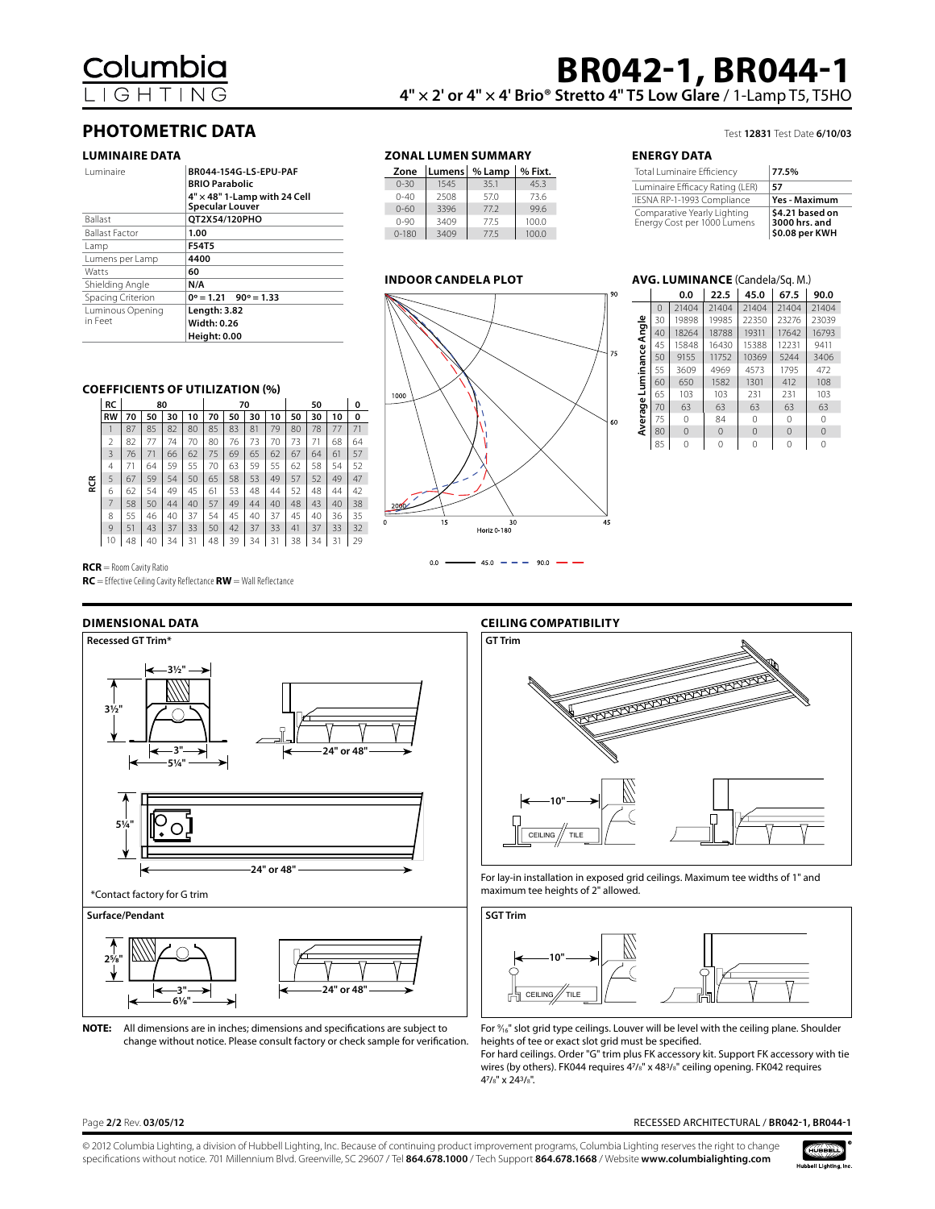# Columbia LIGHTING

# BR042-1, BR044-1

**4" × 2' or 4" × 4' Brio® Stretto 4" T5 Low Glare** / 1-Lamp T5, T5HO

## PHOTOMETRIC DATA

Test **12831** Test Date **6/10/03**

### LUMINAIRE DATA

| | |
|---|---|
| Luminaire | **BR044-154G-LS-EPU-PAF** **BRIO Parabolic** **4" × 48" 1-Lamp with 24 Cell Specular Louver** |
| Ballast | **QT2X54/120PHO** |
| Ballast Factor | **1.00** |
| Lamp | **F54T5** |
| Lumens per Lamp | **4400** |
| Watts | **60** |
| Shielding Angle | **N/A** |
| Spacing Criterion | **0° = 1.21 90° = 1.33** |
| Luminous Opening in Feet | **Length: 3.82** **Width: 0.26** **Height: 0.00** |

### ZONAL LUMEN SUMMARY

| Zone | Lumens | % Lamp | % Fixt. |
|---|---|---|---|
| 0-30 | 1545 | 35.1 | 45.3 |
| 0-40 | 2508 | 57.0 | 73.6 |
| 0-60 | 3396 | 77.2 | 99.6 |
| 0-90 | 3409 | 77.5 | 100.0 |
| 0-180 | 3409 | 77.5 | 100.0 |

### ENERGY DATA

| | |
|---|---|
| Total Luminaire Efficiency | **77.5%** |
| Luminaire Efficacy Rating (LER) | **57** |
| IESNA RP-1-1993 Compliance | **Yes - Maximum** |
| Comparative Yearly Lighting Energy Cost per 1000 Lumens | **$4.21 based on 3000 hrs. and $0.08 per KWH** |

### COEFFICIENTS OF UTILIZATION (%)

| RC | 80 | | | | 70 | | | | 50 | | | 0 |
|---|---|---|---|---|---|---|---|---|---|---|---|---|
| RW | 70 | 50 | 30 | 10 | 70 | 50 | 30 | 10 | 50 | 30 | 10 | 0 |
| RCR 1 | 87 | 85 | 82 | 80 | 85 | 83 | 81 | 79 | 80 | 78 | 77 | 71 |
| 2 | 82 | 77 | 74 | 70 | 80 | 76 | 73 | 70 | 73 | 71 | 68 | 64 |
| 3 | 76 | 71 | 66 | 62 | 75 | 69 | 65 | 62 | 67 | 64 | 61 | 57 |
| 4 | 71 | 64 | 59 | 55 | 70 | 63 | 59 | 55 | 62 | 58 | 54 | 52 |
| 5 | 67 | 59 | 54 | 50 | 65 | 58 | 53 | 49 | 57 | 52 | 49 | 47 |
| 6 | 62 | 54 | 49 | 45 | 61 | 53 | 48 | 44 | 52 | 48 | 44 | 42 |
| 7 | 58 | 50 | 44 | 40 | 57 | 49 | 44 | 40 | 48 | 43 | 40 | 38 |
| 8 | 55 | 46 | 40 | 37 | 54 | 45 | 40 | 37 | 45 | 40 | 36 | 35 |
| 9 | 51 | 43 | 37 | 33 | 50 | 42 | 37 | 33 | 41 | 37 | 33 | 32 |
| 10 | 48 | 40 | 34 | 31 | 48 | 39 | 34 | 31 | 38 | 34 | 31 | 29 |

**RCR** = Room Cavity Ratio
**RC** = Effective Ceiling Cavity Reflectance **RW** = Wall Reflectance

### INDOOR CANDELA PLOT

90
75
60
45
30
15
0
1000
2000
Horiz 0-180
0.0 45.0 90.0

### AVG. LUMINANCE (Candela/Sq. M.)

| Average Luminance Angle | 0.0 | 22.5 | 45.0 | 67.5 | 90.0 |
|---|---|---|---|---|---|
| 0 | 21404 | 21404 | 21404 | 21404 | 21404 |
| 30 | 19898 | 19985 | 22350 | 23276 | 23039 |
| 40 | 18264 | 18788 | 19311 | 17642 | 16793 |
| 45 | 15848 | 16430 | 15388 | 12231 | 9411 |
| 50 | 9155 | 11752 | 10369 | 5244 | 3406 |
| 55 | 3609 | 4969 | 4573 | 1795 | 472 |
| 60 | 650 | 1582 | 1301 | 412 | 108 |
| 65 | 103 | 103 | 231 | 231 | 103 |
| 70 | 63 | 63 | 63 | 63 | 63 |
| 75 | 0 | 84 | 0 | 0 | 0 |
| 80 | 0 | 0 | 0 | 0 | 0 |
| 85 | 0 | 0 | 0 | 0 | 0 |

### DIMENSIONAL DATA

**Recessed GT Trim***

3½"
3½"
3"
5¼"
24" or 48"
5¼"
24" or 48"

*Contact factory for G trim

**Surface/Pendant**

2⅝"
3"
6⅛"
24" or 48"

**NOTE:** All dimensions are in inches; dimensions and specifications are subject to change without notice. Please consult factory or check sample for verification.

### CEILING COMPATIBILITY

**GT Trim**

10"
CEILING TILE

For lay-in installation in exposed grid ceilings. Maximum tee widths of 1" and maximum tee heights of 2" allowed.

**SGT Trim**

10"
CEILING TILE

For 9/16" slot grid type ceilings. Louver will be level with the ceiling plane. Shoulder heights of tee or exact slot grid must be specified.
For hard ceilings. Order "G" trim plus FK accessory kit. Support FK accessory with tie wires (by others). FK044 requires 4⅞" x 48⅜" ceiling opening. FK042 requires 4⅞" x 24⅜".

RECESSED ARCHITECTURAL / **BR042-1, BR044-1**

© 2012 Columbia Lighting, a division of Hubbell Lighting, Inc. Because of continuing product improvement programs, Columbia Lighting reserves the right to change specifications without notice. 701 Millennium Blvd. Greenville, SC 29607 / Tel **864.678.1000** / Tech Support **864.678.1668** / Website **www.columbialighting.com**